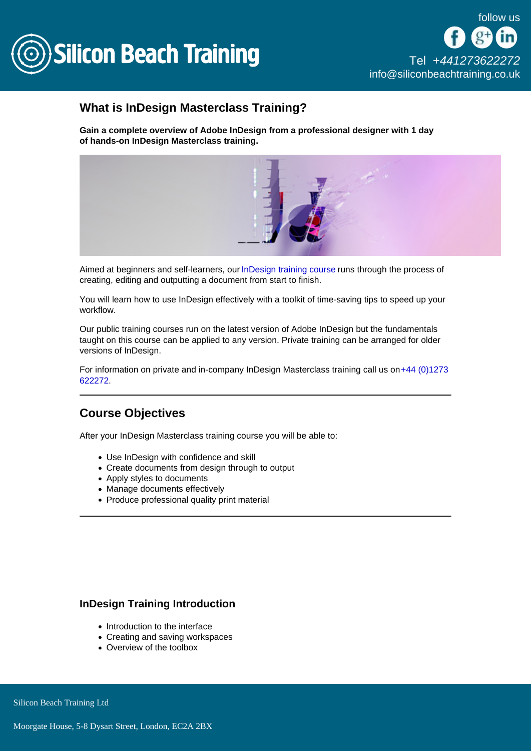## What is InDesign Masterclass Training?

**Gain a complete overview of Adobe InDesign from a professional designer with 1 day of hands-on InDesign Masterclass training.**

Aimed at beginners and self-learners, our InDesign training course runs through the process of creating, editing and outputting a document from start to finish.

You will learn how to use InDesign effectively with a toolkit of time-saving tips to speed up your workflow.

Our public training courses run on the latest version of Adobe InDesign but the fundamentals taught on this course can be applied to any version. Private training can be arranged for older versions of InDesign.

For information on private and in-company InDesign Masterclass training call us on +44 (0)1273 622272.

## Course Objectives

After your InDesign Masterclass training course you will be able to:

- Use InDesign with confidence and skill
- Create documents from design through to output
- Apply styles to documents
- Manage documents effectively
- Produce professional quality print material

### InDesign Training Introduction

- Introduction to the interface
- Creating and saving workspaces
- Overview of the toolbox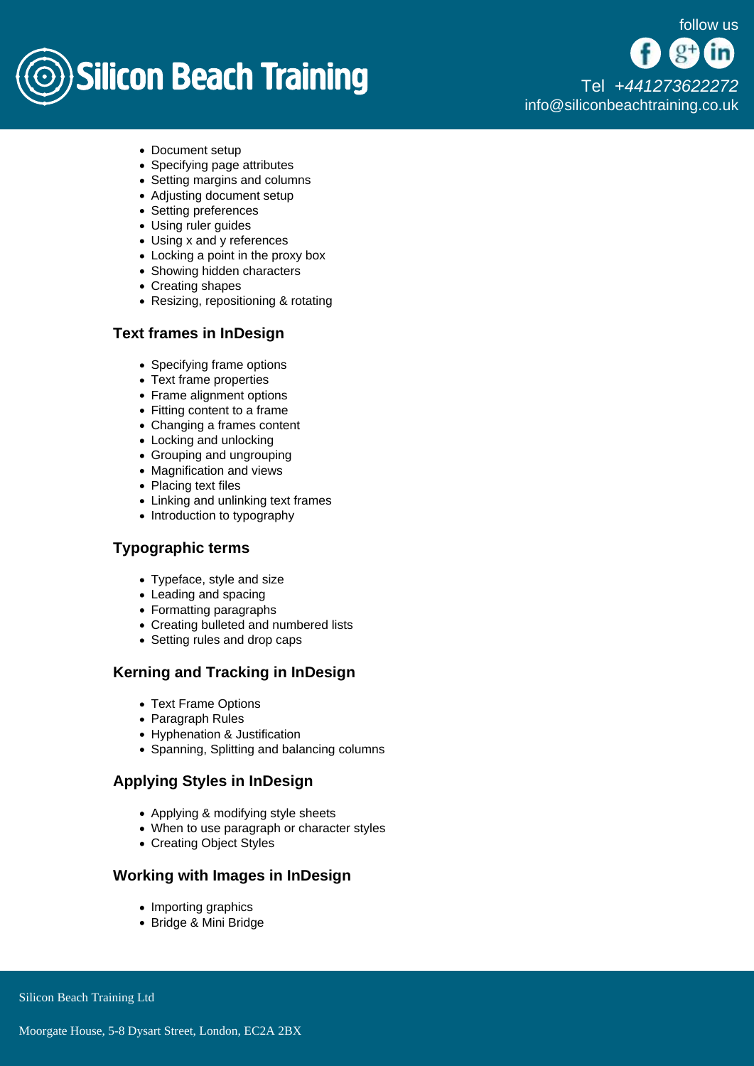- Document setup
- Specifying page attributes
- Setting margins and columns
- Adjusting document setup
- Setting preferences
- Using ruler guides
- Using x and y references
- Locking a point in the proxy box
- Showing hidden characters
- Creating shapes
- Resizing, repositioning & rotating

### Text frames in InDesign

- Specifying frame options
- Text frame properties
- Frame alignment options
- Fitting content to a frame
- Changing a frames content
- Locking and unlocking
- Grouping and ungrouping
- Magnification and views
- Placing text files
- Linking and unlinking text frames
- Introduction to typography

### Typographic terms

- Typeface, style and size
- Leading and spacing
- Formatting paragraphs
- Creating bulleted and numbered lists
- Setting rules and drop caps

### Kerning and Tracking in InDesign

- Text Frame Options
- Paragraph Rules
- Hyphenation & Justification
- Spanning, Splitting and balancing columns

### Applying Styles in InDesign

- Applying & modifying style sheets
- When to use paragraph or character styles
- Creating Object Styles

### Working with Images in InDesign

- Importing graphics
- Bridge & Mini Bridge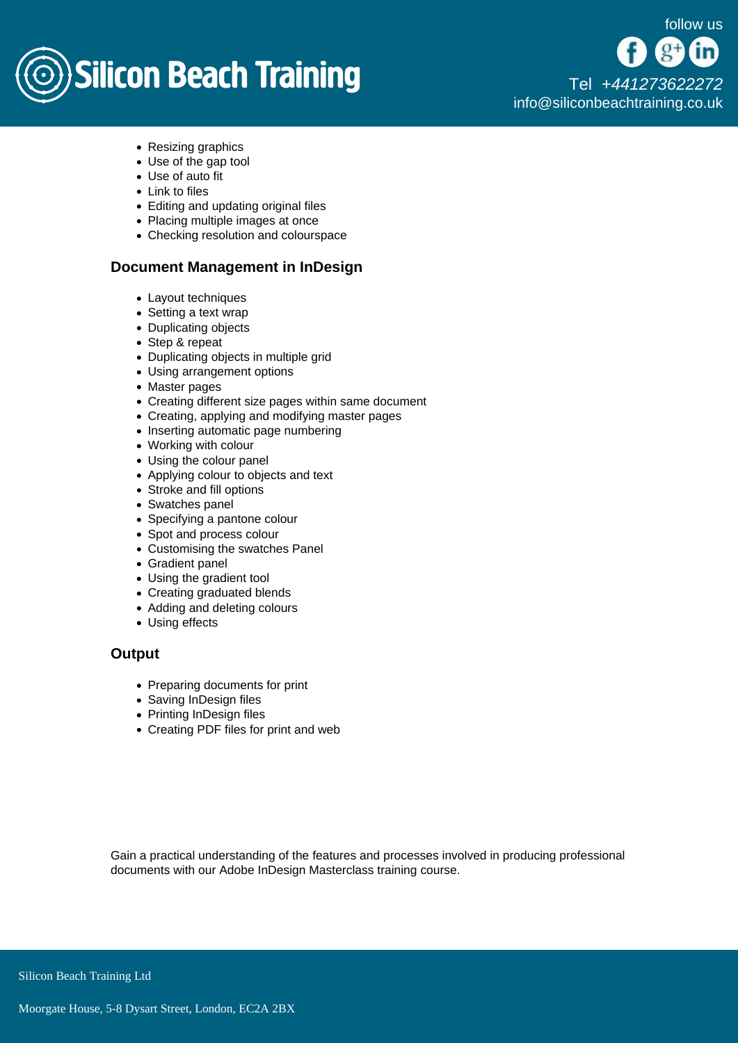- Resizing graphics
- Use of the gap tool
- Use of auto fit
- Link to files
- Editing and updating original files
- Placing multiple images at once
- Checking resolution and colourspace

### Document Management in InDesign

- Layout techniques
- Setting a text wrap
- Duplicating objects
- Step & repeat
- Duplicating objects in multiple grid
- Using arrangement options
- Master pages
- Creating different size pages within same document
- Creating, applying and modifying master pages
- Inserting automatic page numbering
- Working with colour
- Using the colour panel
- Applying colour to objects and text
- Stroke and fill options
- Swatches panel
- Specifying a pantone colour
- Spot and process colour
- Customising the swatches Panel
- Gradient panel
- Using the gradient tool
- Creating graduated blends
- Adding and deleting colours
- Using effects

### Output

- Preparing documents for print
- Saving InDesign files
- Printing InDesign files
- Creating PDF files for print and web

Gain a practical understanding of the features and processes involved in producing professional documents with our Adobe InDesign Masterclass training course.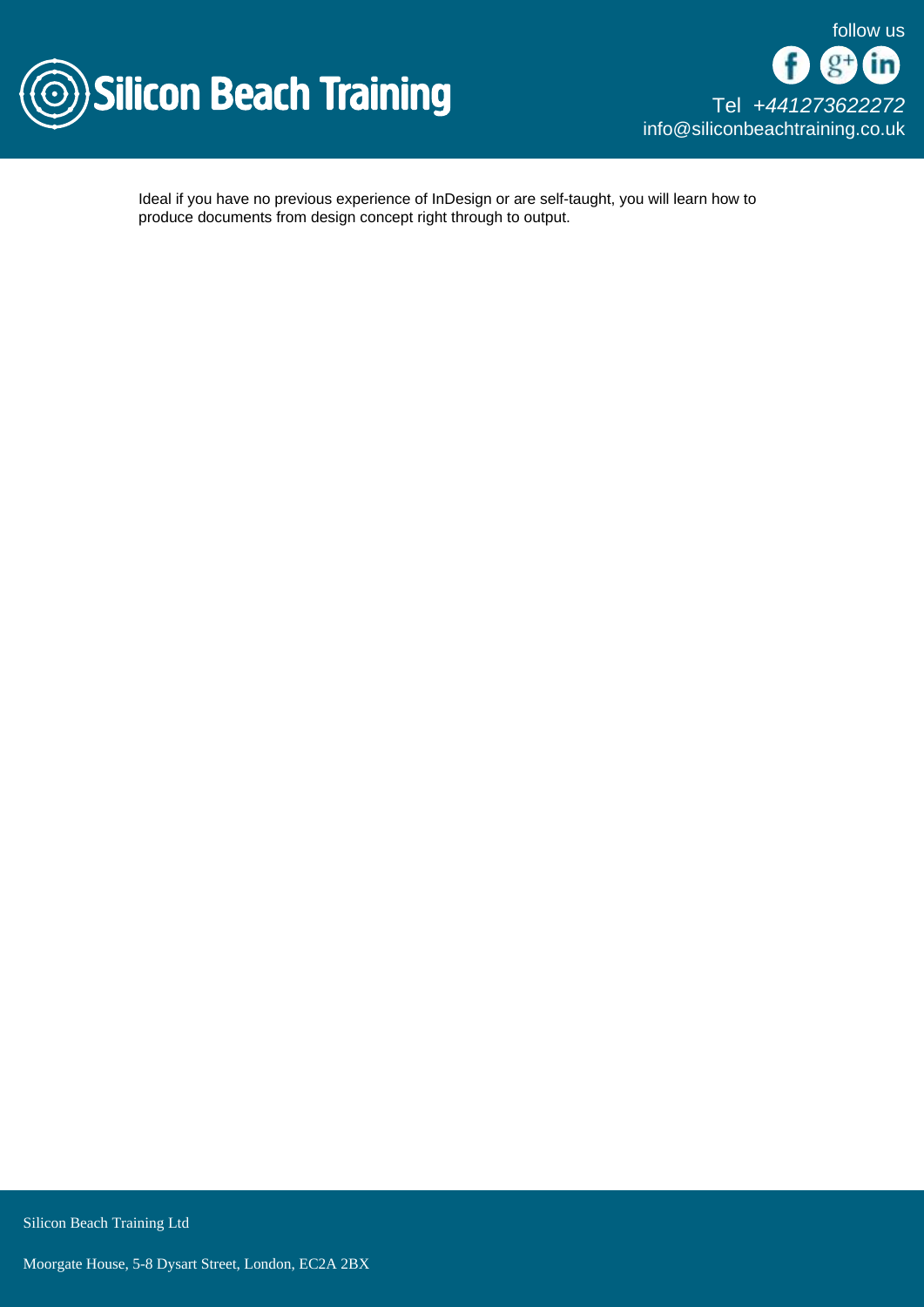Ideal if you have no previous experience of InDesign or are self-taught, you will learn how to produce documents from design concept right through to output.